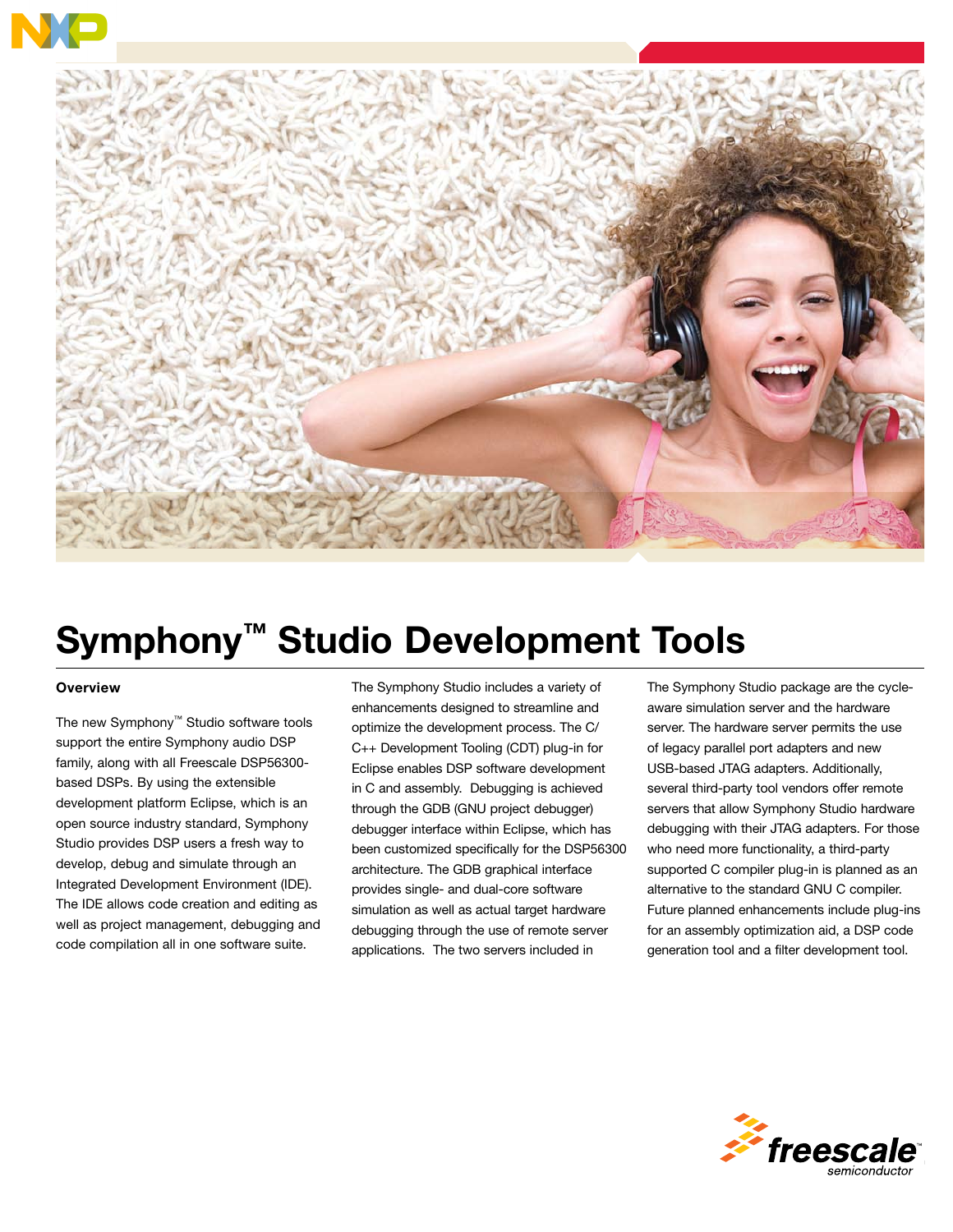# Symphony™ Studio Development Tools

## Overview

The new Symphony™ Studio software tools support the entire Symphony audio DSP family, along with all Freescale DSP56300-based DSPs. By using the extensible development platform Eclipse, which is an open source industry standard, Symphony Studio provides DSP users a fresh way to develop, debug and simulate through an Integrated Development Environment (IDE). The IDE allows code creation and editing as well as project management, debugging and code compilation all in one software suite.

The Symphony Studio includes a variety of enhancements designed to streamline and optimize the development process. The C/C++ Development Tooling (CDT) plug-in for Eclipse enables DSP software development in C and assembly. Debugging is achieved through the GDB (GNU project debugger) debugger interface within Eclipse, which has been customized specifically for the DSP56300 architecture. The GDB graphical interface provides single- and dual-core software simulation as well as actual target hardware debugging through the use of remote server applications. The two servers included in The Symphony Studio package are the cycle-aware simulation server and the hardware server. The hardware server permits the use of legacy parallel port adapters and new USB-based JTAG adapters. Additionally, several third-party tool vendors offer remote servers that allow Symphony Studio hardware debugging with their JTAG adapters. For those who need more functionality, a third-party supported C compiler plug-in is planned as an alternative to the standard GNU C compiler. Future planned enhancements include plug-ins for an assembly optimization aid, a DSP code generation tool and a filter development tool.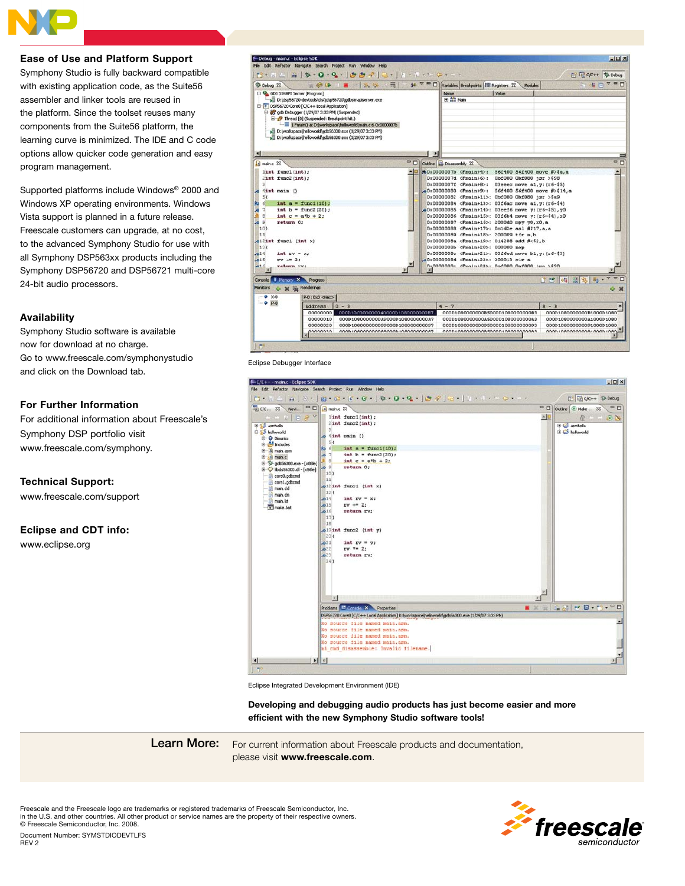## Ease of Use and Platform Support

Symphony Studio is fully backward compatible with existing application code, as the Suite56 assembler and linker tools are reused in the platform. Since the toolset reuses many components from the Suite56 platform, the learning curve is minimized. The IDE and C code options allow quicker code generation and easy program management.

Supported platforms include Windows® 2000 and Windows XP operating environments. Windows Vista support is planned in a future release. Freescale customers can upgrade, at no cost, to the advanced Symphony Studio for use with all Symphony DSP563xx products including the Symphony DSP56720 and DSP56721 multi-core 24-bit audio processors.

## Availability

Symphony Studio software is available now for download at no charge. Go to www.freescale.com/symphonystudio and click on the Download tab.

## For Further Information

For additional information about Freescale's Symphony DSP portfolio visit www.freescale.com/symphony.

## Technical Support:

www.freescale.com/support

## Eclipse and CDT info:

www.eclipse.org

Eclipse Debugger Interface

Eclipse Integrated Development Environment (IDE)

**Developing and debugging audio products has just become easier and more efficient with the new Symphony Studio software tools!**

**Learn More:** For current information about Freescale products and documentation, please visit **www.freescale.com**.

Freescale and the Freescale logo are trademarks or registered trademarks of Freescale Semiconductor, Inc. in the U.S. and other countries. All other product or service names are the property of their respective owners. © Freescale Semiconductor, Inc. 2008.

Document Number: SYMSTDIODEVTLFS
REV 2